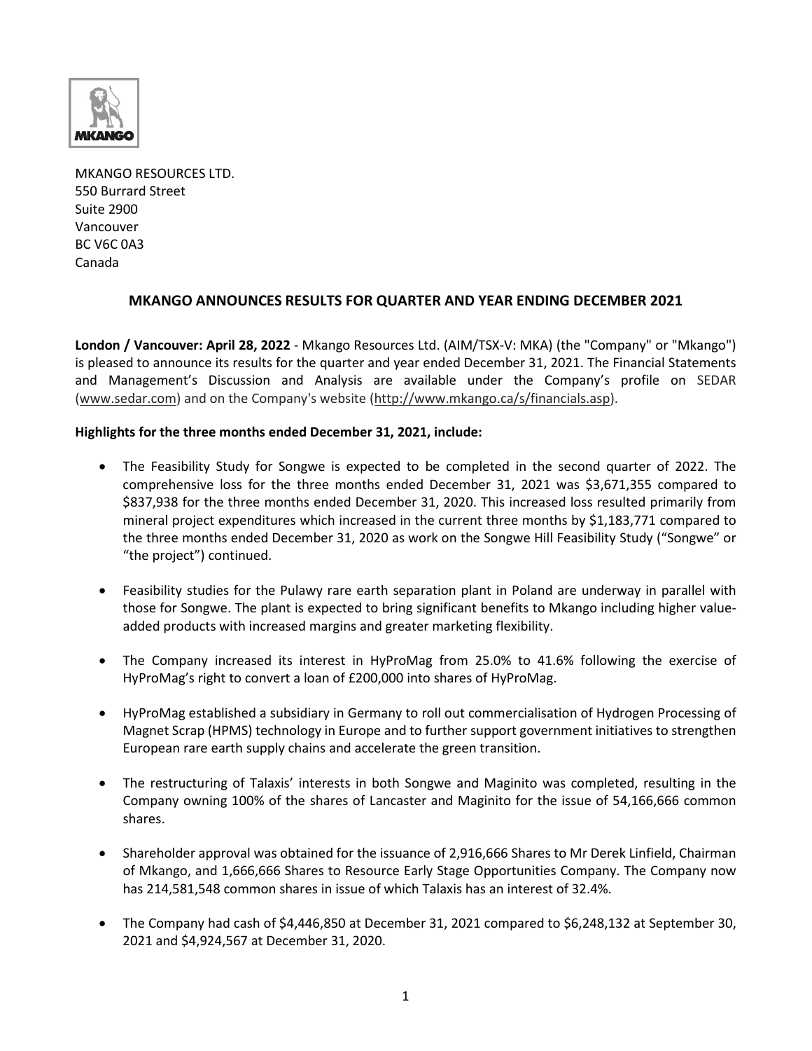MKANGO RESOURCES LTD.
550 Burrard Street
Suite 2900
Vancouver
BC V6C 0A3
Canada

## MKANGO ANNOUNCES RESULTS FOR QUARTER AND YEAR ENDING DECEMBER 2021

**London / Vancouver: April 28, 2022** - Mkango Resources Ltd. (AIM/TSX-V: MKA) (the "Company" or "Mkango") is pleased to announce its results for the quarter and year ended December 31, 2021. The Financial Statements and Management's Discussion and Analysis are available under the Company's profile on SEDAR (www.sedar.com) and on the Company's website (http://www.mkango.ca/s/financials.asp).

**Highlights for the three months ended December 31, 2021, include:**

- The Feasibility Study for Songwe is expected to be completed in the second quarter of 2022. The comprehensive loss for the three months ended December 31, 2021 was $3,671,355 compared to $837,938 for the three months ended December 31, 2020. This increased loss resulted primarily from mineral project expenditures which increased in the current three months by $1,183,771 compared to the three months ended December 31, 2020 as work on the Songwe Hill Feasibility Study ("Songwe" or "the project") continued.

- Feasibility studies for the Pulawy rare earth separation plant in Poland are underway in parallel with those for Songwe. The plant is expected to bring significant benefits to Mkango including higher value-added products with increased margins and greater marketing flexibility.

- The Company increased its interest in HyProMag from 25.0% to 41.6% following the exercise of HyProMag's right to convert a loan of £200,000 into shares of HyProMag.

- HyProMag established a subsidiary in Germany to roll out commercialisation of Hydrogen Processing of Magnet Scrap (HPMS) technology in Europe and to further support government initiatives to strengthen European rare earth supply chains and accelerate the green transition.

- The restructuring of Talaxis' interests in both Songwe and Maginito was completed, resulting in the Company owning 100% of the shares of Lancaster and Maginito for the issue of 54,166,666 common shares.

- Shareholder approval was obtained for the issuance of 2,916,666 Shares to Mr Derek Linfield, Chairman of Mkango, and 1,666,666 Shares to Resource Early Stage Opportunities Company. The Company now has 214,581,548 common shares in issue of which Talaxis has an interest of 32.4%.

- The Company had cash of $4,446,850 at December 31, 2021 compared to $6,248,132 at September 30, 2021 and $4,924,567 at December 31, 2020.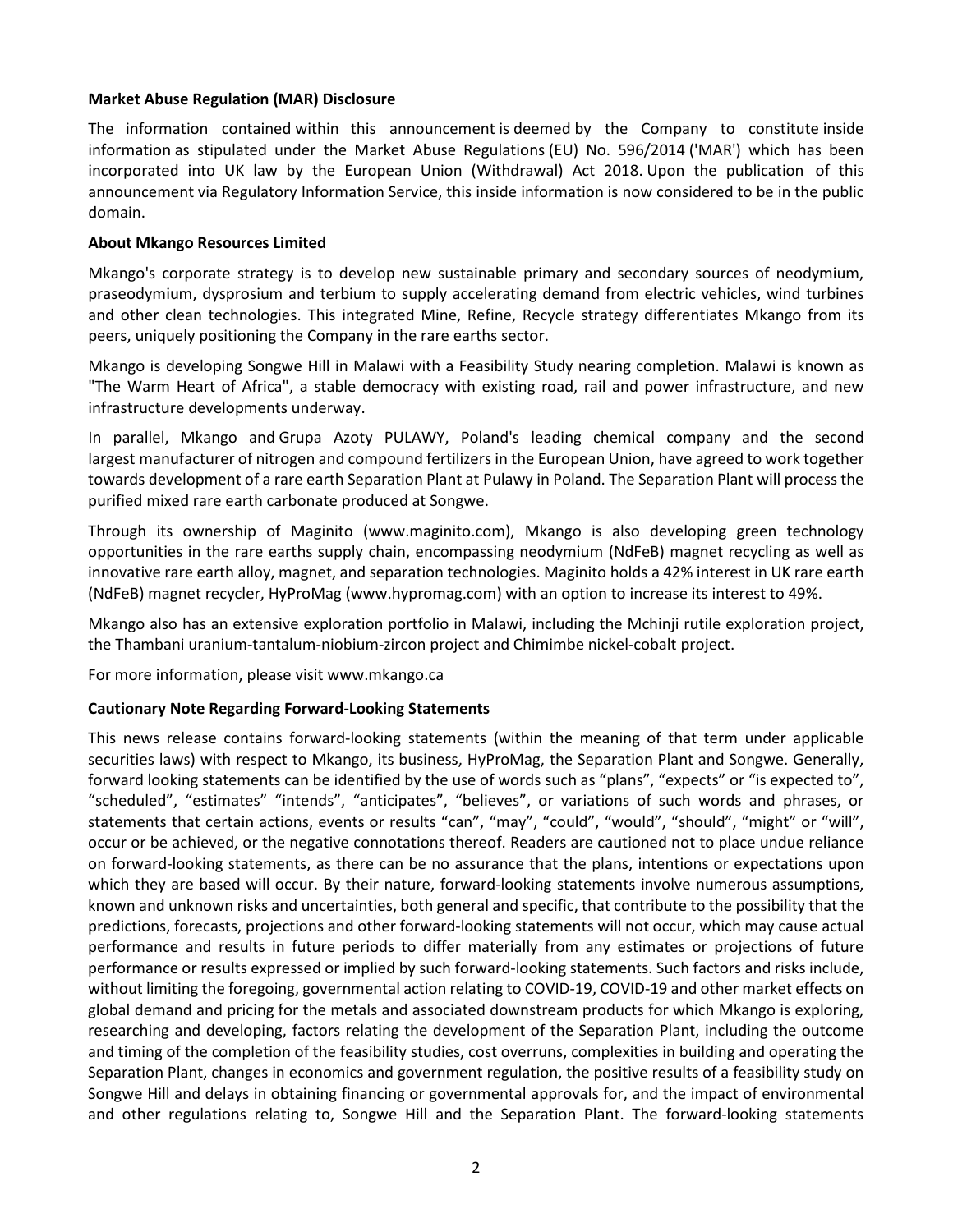**Market Abuse Regulation (MAR) Disclosure**

The information contained within this announcement is deemed by the Company to constitute inside information as stipulated under the Market Abuse Regulations (EU) No. 596/2014 ('MAR') which has been incorporated into UK law by the European Union (Withdrawal) Act 2018. Upon the publication of this announcement via Regulatory Information Service, this inside information is now considered to be in the public domain.

**About Mkango Resources Limited**

Mkango's corporate strategy is to develop new sustainable primary and secondary sources of neodymium, praseodymium, dysprosium and terbium to supply accelerating demand from electric vehicles, wind turbines and other clean technologies. This integrated Mine, Refine, Recycle strategy differentiates Mkango from its peers, uniquely positioning the Company in the rare earths sector.

Mkango is developing Songwe Hill in Malawi with a Feasibility Study nearing completion. Malawi is known as "The Warm Heart of Africa", a stable democracy with existing road, rail and power infrastructure, and new infrastructure developments underway.

In parallel, Mkango and Grupa Azoty PULAWY, Poland's leading chemical company and the second largest manufacturer of nitrogen and compound fertilizers in the European Union, have agreed to work together towards development of a rare earth Separation Plant at Pulawy in Poland. The Separation Plant will process the purified mixed rare earth carbonate produced at Songwe.

Through its ownership of Maginito (www.maginito.com), Mkango is also developing green technology opportunities in the rare earths supply chain, encompassing neodymium (NdFeB) magnet recycling as well as innovative rare earth alloy, magnet, and separation technologies. Maginito holds a 42% interest in UK rare earth (NdFeB) magnet recycler, HyProMag (www.hypromag.com) with an option to increase its interest to 49%.

Mkango also has an extensive exploration portfolio in Malawi, including the Mchinji rutile exploration project, the Thambani uranium-tantalum-niobium-zircon project and Chimimbe nickel-cobalt project.

For more information, please visit www.mkango.ca

**Cautionary Note Regarding Forward-Looking Statements**

This news release contains forward-looking statements (within the meaning of that term under applicable securities laws) with respect to Mkango, its business, HyProMag, the Separation Plant and Songwe. Generally, forward looking statements can be identified by the use of words such as "plans", "expects" or "is expected to", "scheduled", "estimates" "intends", "anticipates", "believes", or variations of such words and phrases, or statements that certain actions, events or results "can", "may", "could", "would", "should", "might" or "will", occur or be achieved, or the negative connotations thereof. Readers are cautioned not to place undue reliance on forward-looking statements, as there can be no assurance that the plans, intentions or expectations upon which they are based will occur. By their nature, forward-looking statements involve numerous assumptions, known and unknown risks and uncertainties, both general and specific, that contribute to the possibility that the predictions, forecasts, projections and other forward-looking statements will not occur, which may cause actual performance and results in future periods to differ materially from any estimates or projections of future performance or results expressed or implied by such forward-looking statements. Such factors and risks include, without limiting the foregoing, governmental action relating to COVID-19, COVID-19 and other market effects on global demand and pricing for the metals and associated downstream products for which Mkango is exploring, researching and developing, factors relating the development of the Separation Plant, including the outcome and timing of the completion of the feasibility studies, cost overruns, complexities in building and operating the Separation Plant, changes in economics and government regulation, the positive results of a feasibility study on Songwe Hill and delays in obtaining financing or governmental approvals for, and the impact of environmental and other regulations relating to, Songwe Hill and the Separation Plant. The forward-looking statements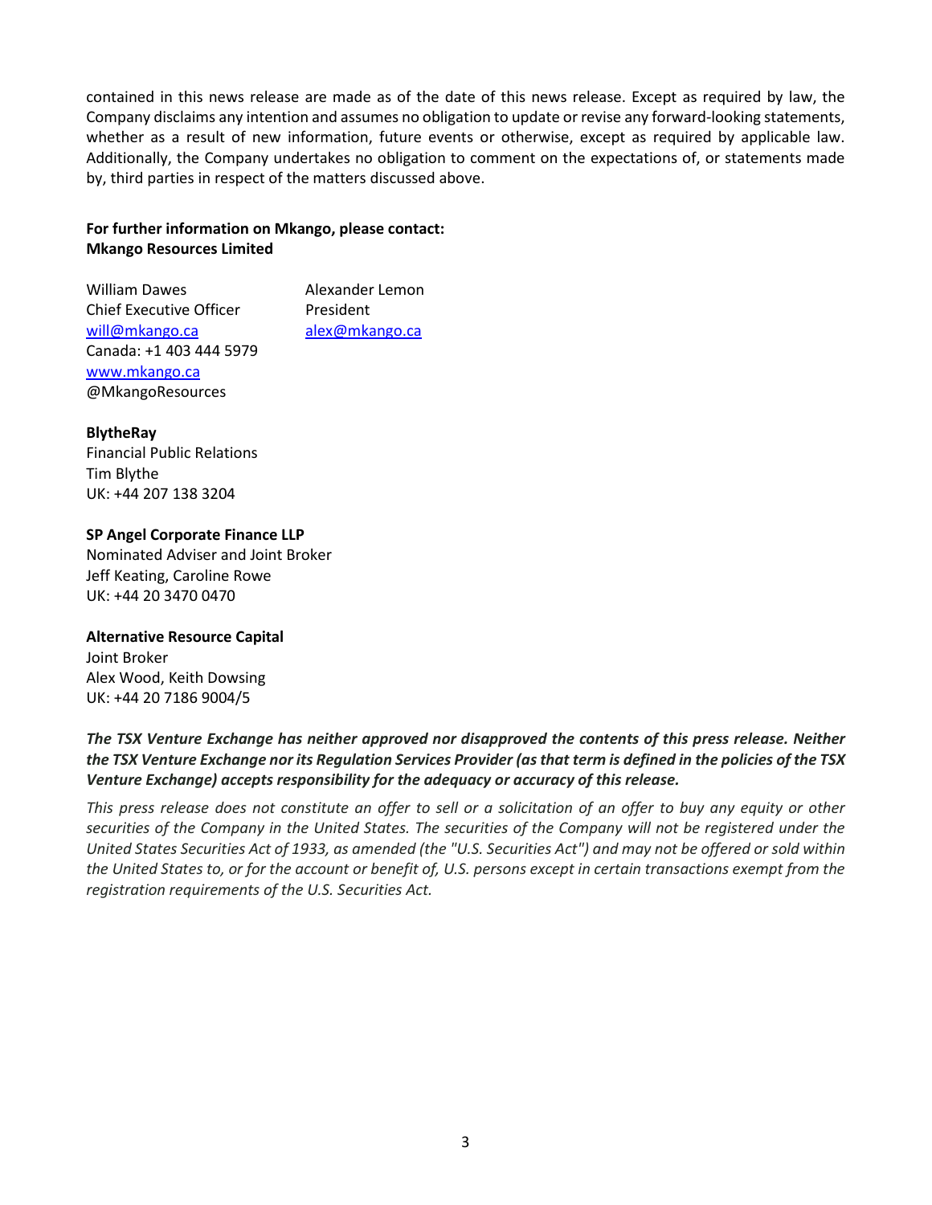contained in this news release are made as of the date of this news release. Except as required by law, the Company disclaims any intention and assumes no obligation to update or revise any forward-looking statements, whether as a result of new information, future events or otherwise, except as required by applicable law. Additionally, the Company undertakes no obligation to comment on the expectations of, or statements made by, third parties in respect of the matters discussed above.

**For further information on Mkango, please contact:**
**Mkango Resources Limited**

William Dawes
Chief Executive Officer
will@mkango.ca
Canada: +1 403 444 5979
www.mkango.ca
@MkangoResources

Alexander Lemon
President
alex@mkango.ca

**BlytheRay**
Financial Public Relations
Tim Blythe
UK: +44 207 138 3204

**SP Angel Corporate Finance LLP**
Nominated Adviser and Joint Broker
Jeff Keating, Caroline Rowe
UK: +44 20 3470 0470

**Alternative Resource Capital**
Joint Broker
Alex Wood, Keith Dowsing
UK: +44 20 7186 9004/5

***The TSX Venture Exchange has neither approved nor disapproved the contents of this press release. Neither the TSX Venture Exchange nor its Regulation Services Provider (as that term is defined in the policies of the TSX Venture Exchange) accepts responsibility for the adequacy or accuracy of this release.***

*This press release does not constitute an offer to sell or a solicitation of an offer to buy any equity or other securities of the Company in the United States. The securities of the Company will not be registered under the United States Securities Act of 1933, as amended (the "U.S. Securities Act") and may not be offered or sold within the United States to, or for the account or benefit of, U.S. persons except in certain transactions exempt from the registration requirements of the U.S. Securities Act.*